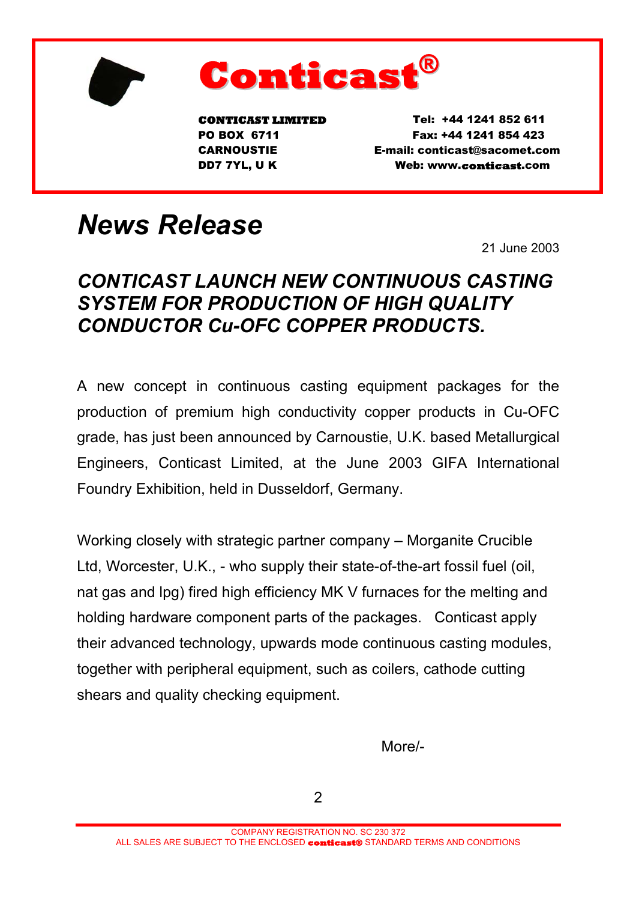# Conticast®

**CONTICAST LIMITED**
**PO BOX 6711**
**CARNOUSTIE**
**DD7 7YL, U K**

**Tel: +44 1241 852 611**
**Fax: +44 1241 854 423**
**E-mail: conticast@sacomet.com**
**Web: www.conticast.com**

## *News Release*

21 June 2003

### *CONTICAST LAUNCH NEW CONTINUOUS CASTING SYSTEM FOR PRODUCTION OF HIGH QUALITY CONDUCTOR Cu-OFC COPPER PRODUCTS.*

A new concept in continuous casting equipment packages for the production of premium high conductivity copper products in Cu-OFC grade, has just been announced by Carnoustie, U.K. based Metallurgical Engineers, Conticast Limited, at the June 2003 GIFA International Foundry Exhibition, held in Dusseldorf, Germany.

Working closely with strategic partner company – Morganite Crucible Ltd, Worcester, U.K., - who supply their state-of-the-art fossil fuel (oil, nat gas and lpg) fired high efficiency MK V furnaces for the melting and holding hardware component parts of the packages. Conticast apply their advanced technology, upwards mode continuous casting modules, together with peripheral equipment, such as coilers, cathode cutting shears and quality checking equipment.

More/-

COMPANY REGISTRATION NO. SC 230 372
ALL SALES ARE SUBJECT TO THE ENCLOSED **conticast®** STANDARD TERMS AND CONDITIONS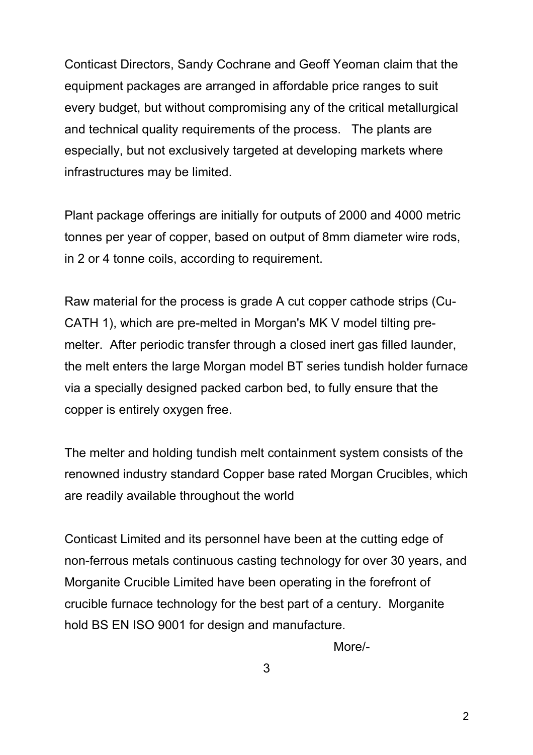Conticast Directors, Sandy Cochrane and Geoff Yeoman claim that the equipment packages are arranged in affordable price ranges to suit every budget, but without compromising any of the critical metallurgical and technical quality requirements of the process. The plants are especially, but not exclusively targeted at developing markets where infrastructures may be limited.

Plant package offerings are initially for outputs of 2000 and 4000 metric tonnes per year of copper, based on output of 8mm diameter wire rods, in 2 or 4 tonne coils, according to requirement.

Raw material for the process is grade A cut copper cathode strips (Cu-CATH 1), which are pre-melted in Morgan's MK V model tilting pre-melter. After periodic transfer through a closed inert gas filled launder, the melt enters the large Morgan model BT series tundish holder furnace via a specially designed packed carbon bed, to fully ensure that the copper is entirely oxygen free.

The melter and holding tundish melt containment system consists of the renowned industry standard Copper base rated Morgan Crucibles, which are readily available throughout the world

Conticast Limited and its personnel have been at the cutting edge of non-ferrous metals continuous casting technology for over 30 years, and Morganite Crucible Limited have been operating in the forefront of crucible furnace technology for the best part of a century. Morganite hold BS EN ISO 9001 for design and manufacture.

More/-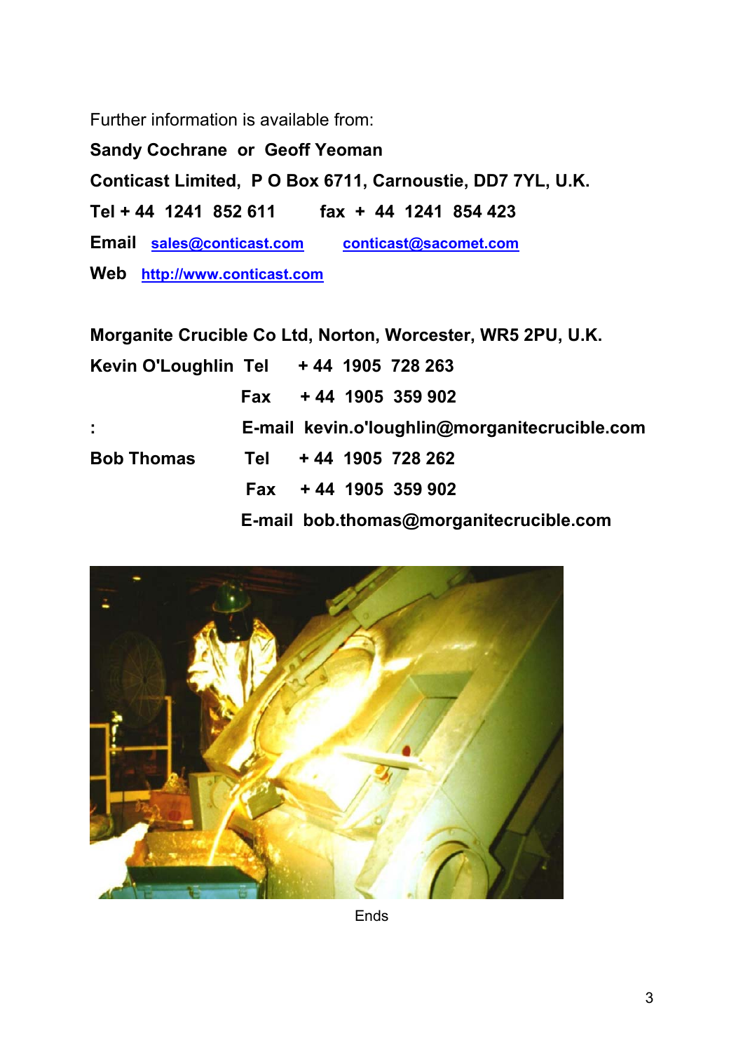Further information is available from:

**Sandy Cochrane or Geoff Yeoman**

**Conticast Limited, P O Box 6711, Carnoustie, DD7 7YL, U.K.**

**Tel + 44 1241 852 611 fax + 44 1241 854 423**

**Email** sales@conticast.com conticast@sacomet.com

**Web** http://www.conticast.com

**Morganite Crucible Co Ltd, Norton, Worcester, WR5 2PU, U.K.**

| | | |
|---|---|---|
| **Kevin O'Loughlin** | **Tel** | **+ 44 1905 728 263** |
| | **Fax** | **+ 44 1905 359 902** |
| **:** | **E-mail** | **kevin.o'loughlin@morganitecrucible.com** |
| **Bob Thomas** | **Tel** | **+ 44 1905 728 262** |
| | **Fax** | **+ 44 1905 359 902** |
| | **E-mail** | **bob.thomas@morganitecrucible.com** |

Ends